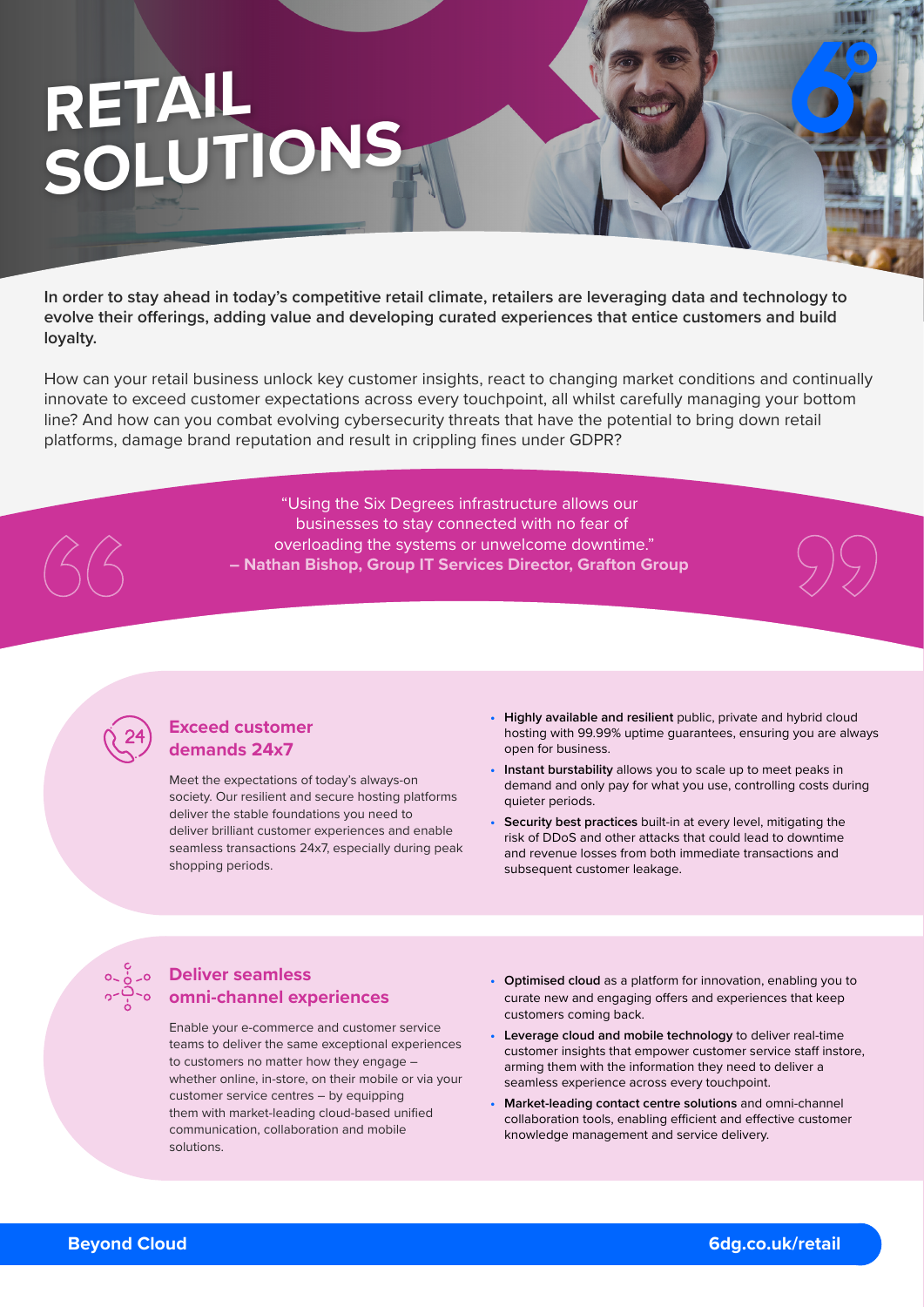# RETAIL SOLUTIONS

**In order to stay ahead in today's competitive retail climate, retailers are leveraging data and technology to evolve their offerings, adding value and developing curated experiences that entice customers and build loyalty.**

How can your retail business unlock key customer insights, react to changing market conditions and continually innovate to exceed customer expectations across every touchpoint, all whilst carefully managing your bottom line? And how can you combat evolving cybersecurity threats that have the potential to bring down retail platforms, damage brand reputation and result in crippling fines under GDPR?

> "Using the Six Degrees infrastructure allows our businesses to stay connected with no fear of overloading the systems or unwelcome downtime."
> **– Nathan Bishop, Group IT Services Director, Grafton Group**

## Exceed customer demands 24x7

Meet the expectations of today's always-on society. Our resilient and secure hosting platforms deliver the stable foundations you need to deliver brilliant customer experiences and enable seamless transactions 24x7, especially during peak shopping periods.

- **Highly available and resilient** public, private and hybrid cloud hosting with 99.99% uptime guarantees, ensuring you are always open for business.
- **Instant burstability** allows you to scale up to meet peaks in demand and only pay for what you use, controlling costs during quieter periods.
- **Security best practices** built-in at every level, mitigating the risk of DDoS and other attacks that could lead to downtime and revenue losses from both immediate transactions and subsequent customer leakage.

## Deliver seamless omni-channel experiences

Enable your e-commerce and customer service teams to deliver the same exceptional experiences to customers no matter how they engage – whether online, in-store, on their mobile or via your customer service centres – by equipping them with market-leading cloud-based unified communication, collaboration and mobile solutions.

- **Optimised cloud** as a platform for innovation, enabling you to curate new and engaging offers and experiences that keep customers coming back.
- **Leverage cloud and mobile technology** to deliver real-time customer insights that empower customer service staff instore, arming them with the information they need to deliver a seamless experience across every touchpoint.
- **Market-leading contact centre solutions** and omni-channel collaboration tools, enabling efficient and effective customer knowledge management and service delivery.

**Beyond Cloud** 6dg.co.uk/retail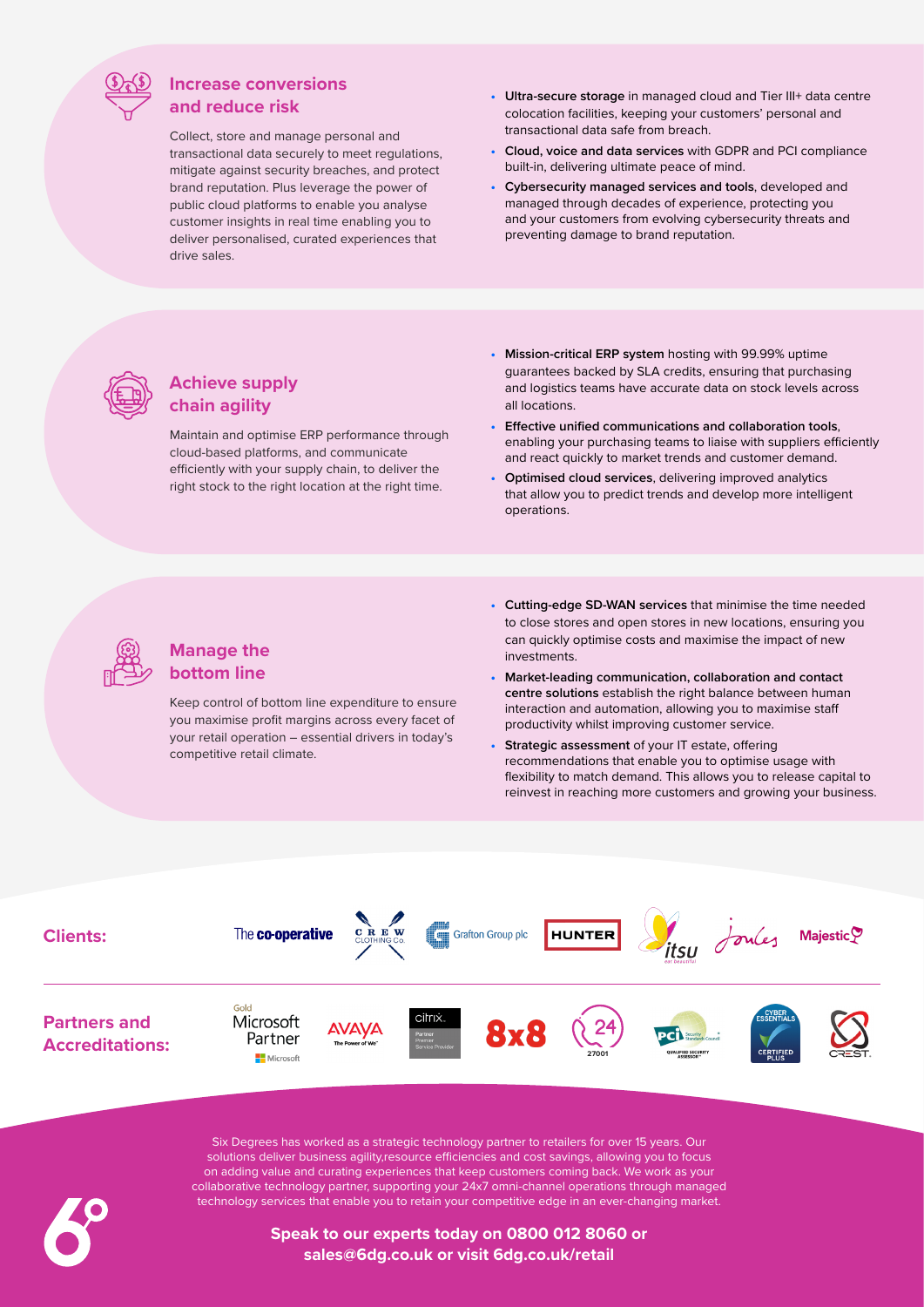## Increase conversions and reduce risk

Collect, store and manage personal and transactional data securely to meet regulations, mitigate against security breaches, and protect brand reputation. Plus leverage the power of public cloud platforms to enable you analyse customer insights in real time enabling you to deliver personalised, curated experiences that drive sales.

- **Ultra-secure storage** in managed cloud and Tier III+ data centre colocation facilities, keeping your customers' personal and transactional data safe from breach.
- **Cloud, voice and data services** with GDPR and PCI compliance built-in, delivering ultimate peace of mind.
- **Cybersecurity managed services and tools**, developed and managed through decades of experience, protecting you and your customers from evolving cybersecurity threats and preventing damage to brand reputation.

## Achieve supply chain agility

Maintain and optimise ERP performance through cloud-based platforms, and communicate efficiently with your supply chain, to deliver the right stock to the right location at the right time.

- **Mission-critical ERP system** hosting with 99.99% uptime guarantees backed by SLA credits, ensuring that purchasing and logistics teams have accurate data on stock levels across all locations.
- **Effective unified communications and collaboration tools**, enabling your purchasing teams to liaise with suppliers efficiently and react quickly to market trends and customer demand.
- **Optimised cloud services**, delivering improved analytics that allow you to predict trends and develop more intelligent operations.

## Manage the bottom line

Keep control of bottom line expenditure to ensure you maximise profit margins across every facet of your retail operation – essential drivers in today's competitive retail climate.

- **Cutting-edge SD-WAN services** that minimise the time needed to close stores and open stores in new locations, ensuring you can quickly optimise costs and maximise the impact of new investments.
- **Market-leading communication, collaboration and contact centre solutions** establish the right balance between human interaction and automation, allowing you to maximise staff productivity whilst improving customer service.
- **Strategic assessment** of your IT estate, offering recommendations that enable you to optimise usage with flexibility to match demand. This allows you to release capital to reinvest in reaching more customers and growing your business.

**Clients:**

The co-operative, Crew Clothing Co., Grafton Group plc, Hunter, itsu, Joules, Majestic

**Partners and Accreditations:**

Gold Microsoft Partner, Avaya, Citrix, 8x8, 27001, PCI Qualified Security Assessor, Cyber Essentials Certified Plus, CREST

Six Degrees has worked as a strategic technology partner to retailers for over 15 years. Our solutions deliver business agility,resource efficiencies and cost savings, allowing you to focus on adding value and curating experiences that keep customers coming back. We work as your collaborative technology partner, supporting your 24x7 omni-channel operations through managed technology services that enable you to retain your competitive edge in an ever-changing market.

**Speak to our experts today on 0800 012 8060 or sales@6dg.co.uk or visit 6dg.co.uk/retail**